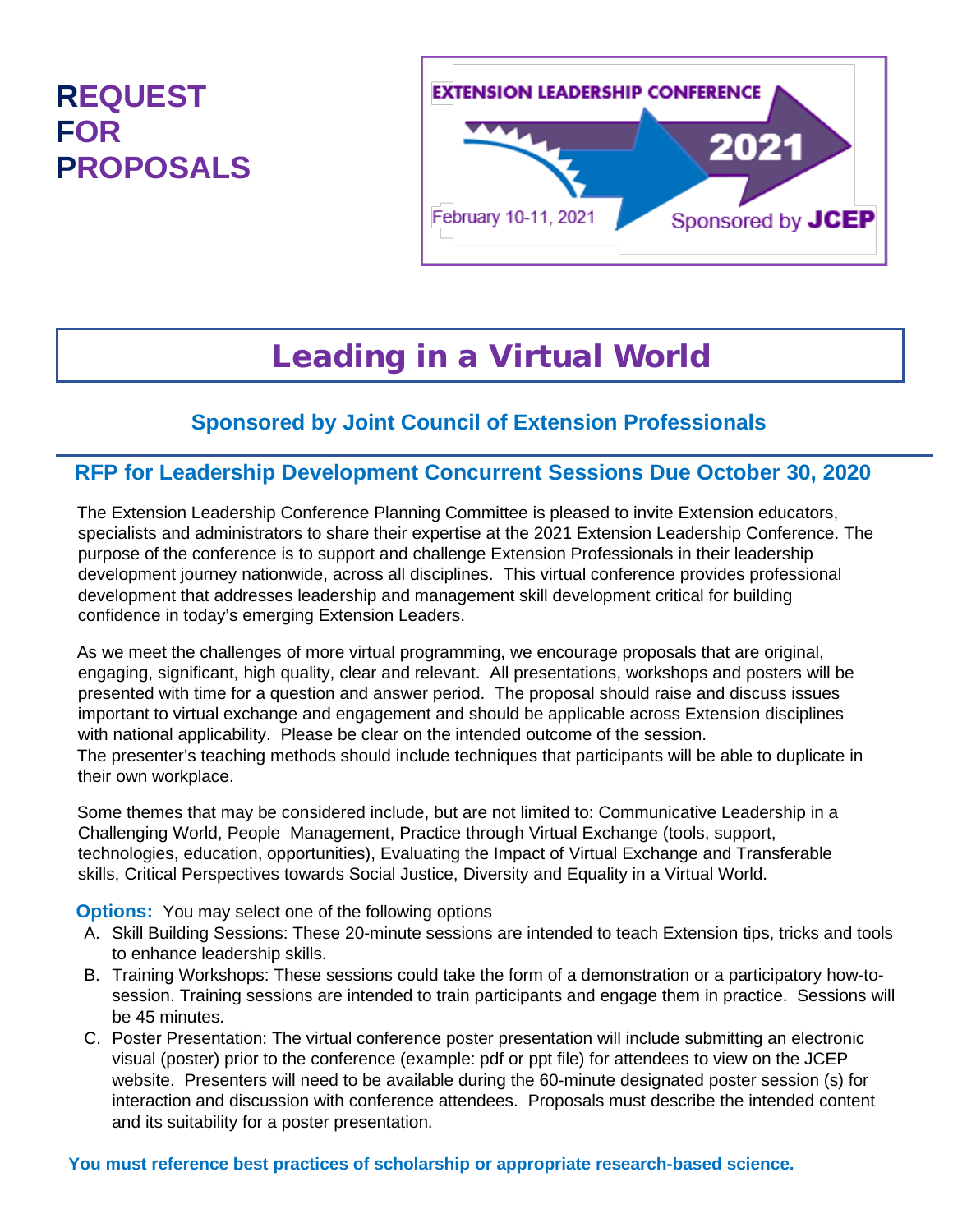# REQUEST FOR PROPOSALS

EXTENSION LEADERSHIP CONFERENCE 2021

February 10-11, 2021

Sponsored by JCEP

# Leading in a Virtual World

### Sponsored by Joint Council of Extension Professionals

## RFP for Leadership Development Concurrent Sessions Due October 30, 2020

The Extension Leadership Conference Planning Committee is pleased to invite Extension educators, specialists and administrators to share their expertise at the 2021 Extension Leadership Conference. The purpose of the conference is to support and challenge Extension Professionals in their leadership development journey nationwide, across all disciplines. This virtual conference provides professional development that addresses leadership and management skill development critical for building confidence in today's emerging Extension Leaders.

As we meet the challenges of more virtual programming, we encourage proposals that are original, engaging, significant, high quality, clear and relevant. All presentations, workshops and posters will be presented with time for a question and answer period. The proposal should raise and discuss issues important to virtual exchange and engagement and should be applicable across Extension disciplines with national applicability. Please be clear on the intended outcome of the session.
The presenter's teaching methods should include techniques that participants will be able to duplicate in their own workplace.

Some themes that may be considered include, but are not limited to: Communicative Leadership in a Challenging World, People Management, Practice through Virtual Exchange (tools, support, technologies, education, opportunities), Evaluating the Impact of Virtual Exchange and Transferable skills, Critical Perspectives towards Social Justice, Diversity and Equality in a Virtual World.

**Options:** You may select one of the following options

A. Skill Building Sessions: These 20-minute sessions are intended to teach Extension tips, tricks and tools to enhance leadership skills.
B. Training Workshops: These sessions could take the form of a demonstration or a participatory how-to-session. Training sessions are intended to train participants and engage them in practice. Sessions will be 45 minutes.
C. Poster Presentation: The virtual conference poster presentation will include submitting an electronic visual (poster) prior to the conference (example: pdf or ppt file) for attendees to view on the JCEP website. Presenters will need to be available during the 60-minute designated poster session (s) for interaction and discussion with conference attendees. Proposals must describe the intended content and its suitability for a poster presentation.

**You must reference best practices of scholarship or appropriate research-based science.**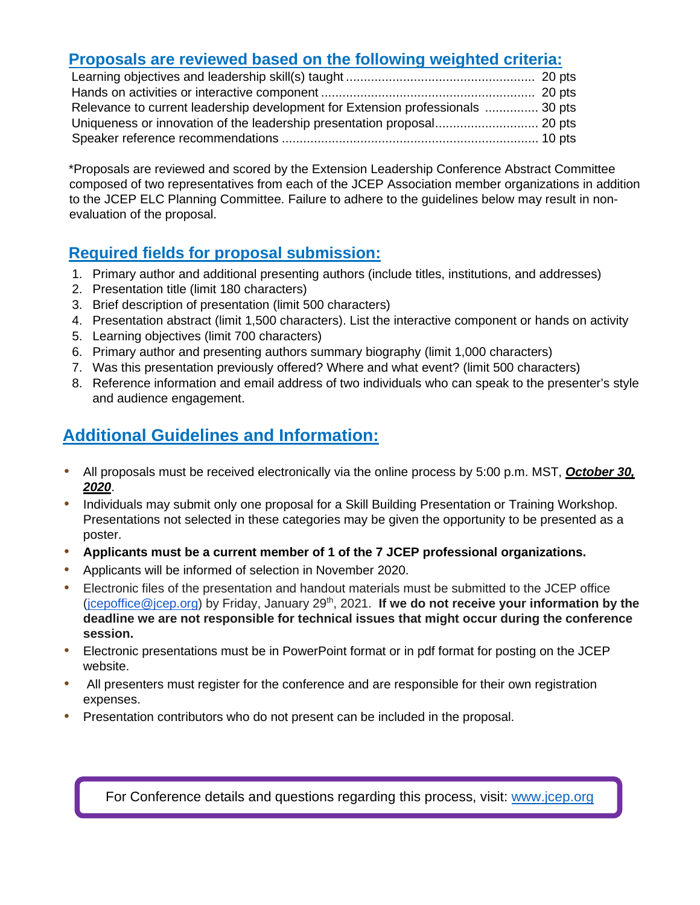## Proposals are reviewed based on the following weighted criteria:

| | |
|---|---|
| Learning objectives and leadership skill(s) taught | 20 pts |
| Hands on activities or interactive component | 20 pts |
| Relevance to current leadership development for Extension professionals | 30 pts |
| Uniqueness or innovation of the leadership presentation proposal | 20 pts |
| Speaker reference recommendations | 10 pts |

*Proposals are reviewed and scored by the Extension Leadership Conference Abstract Committee composed of two representatives from each of the JCEP Association member organizations in addition to the JCEP ELC Planning Committee. Failure to adhere to the guidelines below may result in non-evaluation of the proposal.

## Required fields for proposal submission:

1. Primary author and additional presenting authors (include titles, institutions, and addresses)
2. Presentation title (limit 180 characters)
3. Brief description of presentation (limit 500 characters)
4. Presentation abstract (limit 1,500 characters). List the interactive component or hands on activity
5. Learning objectives (limit 700 characters)
6. Primary author and presenting authors summary biography (limit 1,000 characters)
7. Was this presentation previously offered? Where and what event? (limit 500 characters)
8. Reference information and email address of two individuals who can speak to the presenter's style and audience engagement.

## Additional Guidelines and Information:

- All proposals must be received electronically via the online process by 5:00 p.m. MST, ***October 30, 2020***.
- Individuals may submit only one proposal for a Skill Building Presentation or Training Workshop. Presentations not selected in these categories may be given the opportunity to be presented as a poster.
- **Applicants must be a current member of 1 of the 7 JCEP professional organizations.**
- Applicants will be informed of selection in November 2020.
- Electronic files of the presentation and handout materials must be submitted to the JCEP office (jcepoffice@jcep.org) by Friday, January 29th, 2021. **If we do not receive your information by the deadline we are not responsible for technical issues that might occur during the conference session.**
- Electronic presentations must be in PowerPoint format or in pdf format for posting on the JCEP website.
- All presenters must register for the conference and are responsible for their own registration expenses.
- Presentation contributors who do not present can be included in the proposal.

For Conference details and questions regarding this process, visit: www.jcep.org